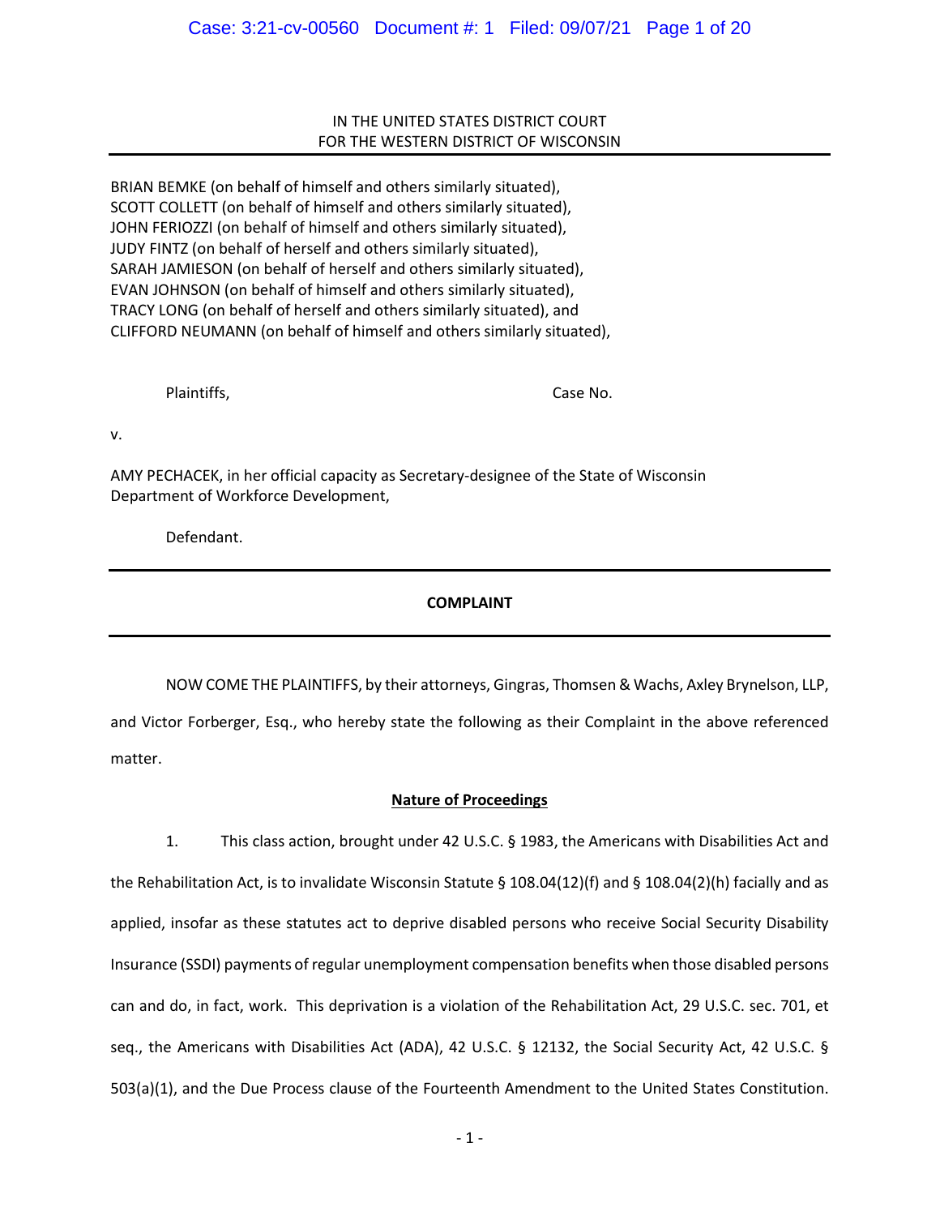IN THE UNITED STATES DISTRICT COURT
FOR THE WESTERN DISTRICT OF WISCONSIN

BRIAN BEMKE (on behalf of himself and others similarly situated),
SCOTT COLLETT (on behalf of himself and others similarly situated),
JOHN FERIOZZI (on behalf of himself and others similarly situated),
JUDY FINTZ (on behalf of herself and others similarly situated),
SARAH JAMIESON (on behalf of herself and others similarly situated),
EVAN JOHNSON (on behalf of himself and others similarly situated),
TRACY LONG (on behalf of herself and others similarly situated), and
CLIFFORD NEUMANN (on behalf of himself and others similarly situated),

Plaintiffs, Case No.

v.

AMY PECHACEK, in her official capacity as Secretary-designee of the State of Wisconsin Department of Workforce Development,

Defendant.

---

**COMPLAINT**

---

NOW COME THE PLAINTIFFS, by their attorneys, Gingras, Thomsen & Wachs, Axley Brynelson, LLP, and Victor Forberger, Esq., who hereby state the following as their Complaint in the above referenced matter.

**Nature of Proceedings**

1. This class action, brought under 42 U.S.C. § 1983, the Americans with Disabilities Act and the Rehabilitation Act, is to invalidate Wisconsin Statute § 108.04(12)(f) and § 108.04(2)(h) facially and as applied, insofar as these statutes act to deprive disabled persons who receive Social Security Disability Insurance (SSDI) payments of regular unemployment compensation benefits when those disabled persons can and do, in fact, work. This deprivation is a violation of the Rehabilitation Act, 29 U.S.C. sec. 701, et seq., the Americans with Disabilities Act (ADA), 42 U.S.C. § 12132, the Social Security Act, 42 U.S.C. § 503(a)(1), and the Due Process clause of the Fourteenth Amendment to the United States Constitution.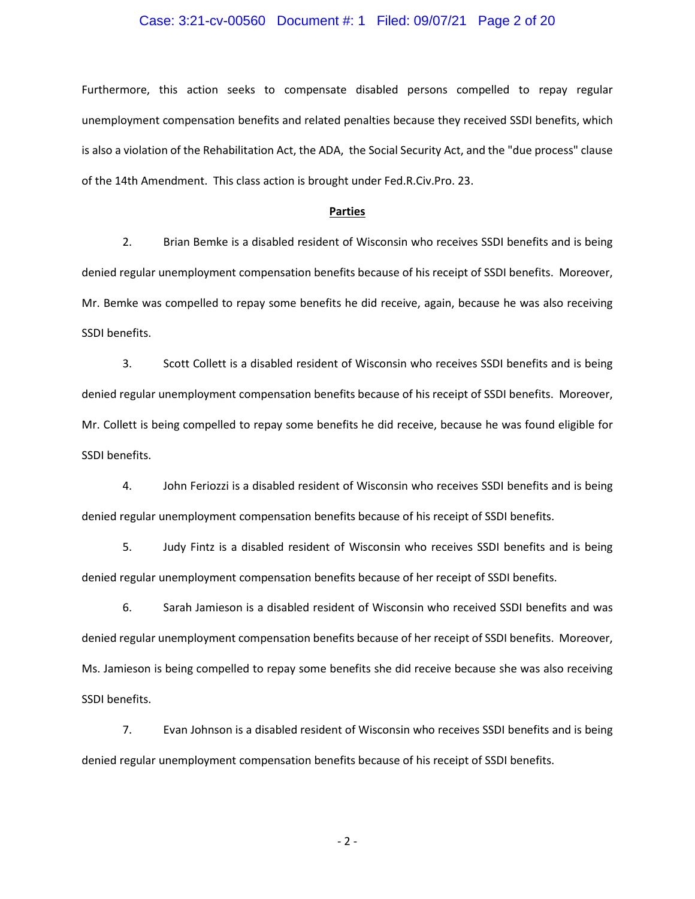Furthermore, this action seeks to compensate disabled persons compelled to repay regular unemployment compensation benefits and related penalties because they received SSDI benefits, which is also a violation of the Rehabilitation Act, the ADA, the Social Security Act, and the "due process" clause of the 14th Amendment. This class action is brought under Fed.R.Civ.Pro. 23.

## Parties

2. Brian Bemke is a disabled resident of Wisconsin who receives SSDI benefits and is being denied regular unemployment compensation benefits because of his receipt of SSDI benefits. Moreover, Mr. Bemke was compelled to repay some benefits he did receive, again, because he was also receiving SSDI benefits.

3. Scott Collett is a disabled resident of Wisconsin who receives SSDI benefits and is being denied regular unemployment compensation benefits because of his receipt of SSDI benefits. Moreover, Mr. Collett is being compelled to repay some benefits he did receive, because he was found eligible for SSDI benefits.

4. John Feriozzi is a disabled resident of Wisconsin who receives SSDI benefits and is being denied regular unemployment compensation benefits because of his receipt of SSDI benefits.

5. Judy Fintz is a disabled resident of Wisconsin who receives SSDI benefits and is being denied regular unemployment compensation benefits because of her receipt of SSDI benefits.

6. Sarah Jamieson is a disabled resident of Wisconsin who received SSDI benefits and was denied regular unemployment compensation benefits because of her receipt of SSDI benefits. Moreover, Ms. Jamieson is being compelled to repay some benefits she did receive because she was also receiving SSDI benefits.

7. Evan Johnson is a disabled resident of Wisconsin who receives SSDI benefits and is being denied regular unemployment compensation benefits because of his receipt of SSDI benefits.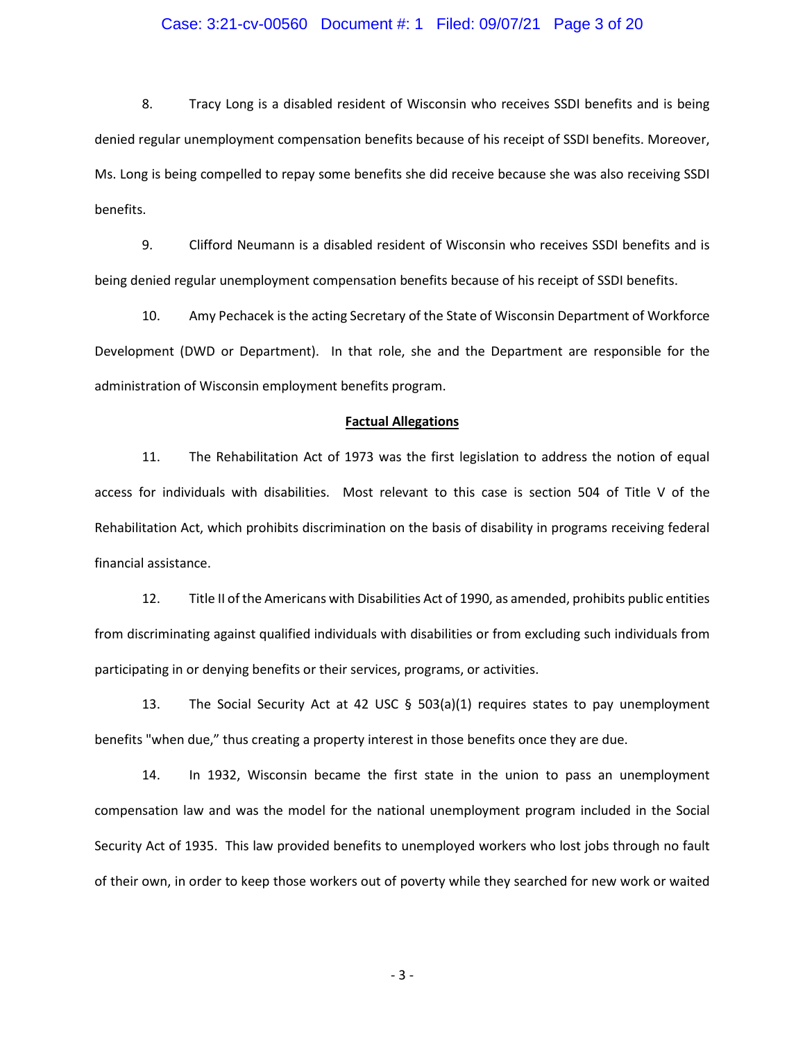8. Tracy Long is a disabled resident of Wisconsin who receives SSDI benefits and is being denied regular unemployment compensation benefits because of his receipt of SSDI benefits. Moreover, Ms. Long is being compelled to repay some benefits she did receive because she was also receiving SSDI benefits.

9. Clifford Neumann is a disabled resident of Wisconsin who receives SSDI benefits and is being denied regular unemployment compensation benefits because of his receipt of SSDI benefits.

10. Amy Pechacek is the acting Secretary of the State of Wisconsin Department of Workforce Development (DWD or Department). In that role, she and the Department are responsible for the administration of Wisconsin employment benefits program.

## Factual Allegations

11. The Rehabilitation Act of 1973 was the first legislation to address the notion of equal access for individuals with disabilities. Most relevant to this case is section 504 of Title V of the Rehabilitation Act, which prohibits discrimination on the basis of disability in programs receiving federal financial assistance.

12. Title II of the Americans with Disabilities Act of 1990, as amended, prohibits public entities from discriminating against qualified individuals with disabilities or from excluding such individuals from participating in or denying benefits or their services, programs, or activities.

13. The Social Security Act at 42 USC § 503(a)(1) requires states to pay unemployment benefits "when due," thus creating a property interest in those benefits once they are due.

14. In 1932, Wisconsin became the first state in the union to pass an unemployment compensation law and was the model for the national unemployment program included in the Social Security Act of 1935. This law provided benefits to unemployed workers who lost jobs through no fault of their own, in order to keep those workers out of poverty while they searched for new work or waited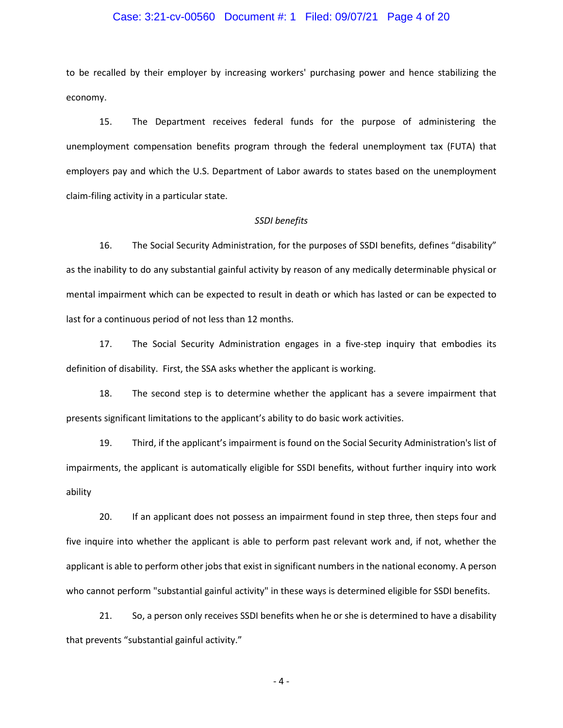to be recalled by their employer by increasing workers' purchasing power and hence stabilizing the economy.

15. The Department receives federal funds for the purpose of administering the unemployment compensation benefits program through the federal unemployment tax (FUTA) that employers pay and which the U.S. Department of Labor awards to states based on the unemployment claim-filing activity in a particular state.

*SSDI benefits*

16. The Social Security Administration, for the purposes of SSDI benefits, defines "disability" as the inability to do any substantial gainful activity by reason of any medically determinable physical or mental impairment which can be expected to result in death or which has lasted or can be expected to last for a continuous period of not less than 12 months.

17. The Social Security Administration engages in a five-step inquiry that embodies its definition of disability. First, the SSA asks whether the applicant is working.

18. The second step is to determine whether the applicant has a severe impairment that presents significant limitations to the applicant's ability to do basic work activities.

19. Third, if the applicant's impairment is found on the Social Security Administration's list of impairments, the applicant is automatically eligible for SSDI benefits, without further inquiry into work ability

20. If an applicant does not possess an impairment found in step three, then steps four and five inquire into whether the applicant is able to perform past relevant work and, if not, whether the applicant is able to perform other jobs that exist in significant numbers in the national economy. A person who cannot perform "substantial gainful activity" in these ways is determined eligible for SSDI benefits.

21. So, a person only receives SSDI benefits when he or she is determined to have a disability that prevents "substantial gainful activity."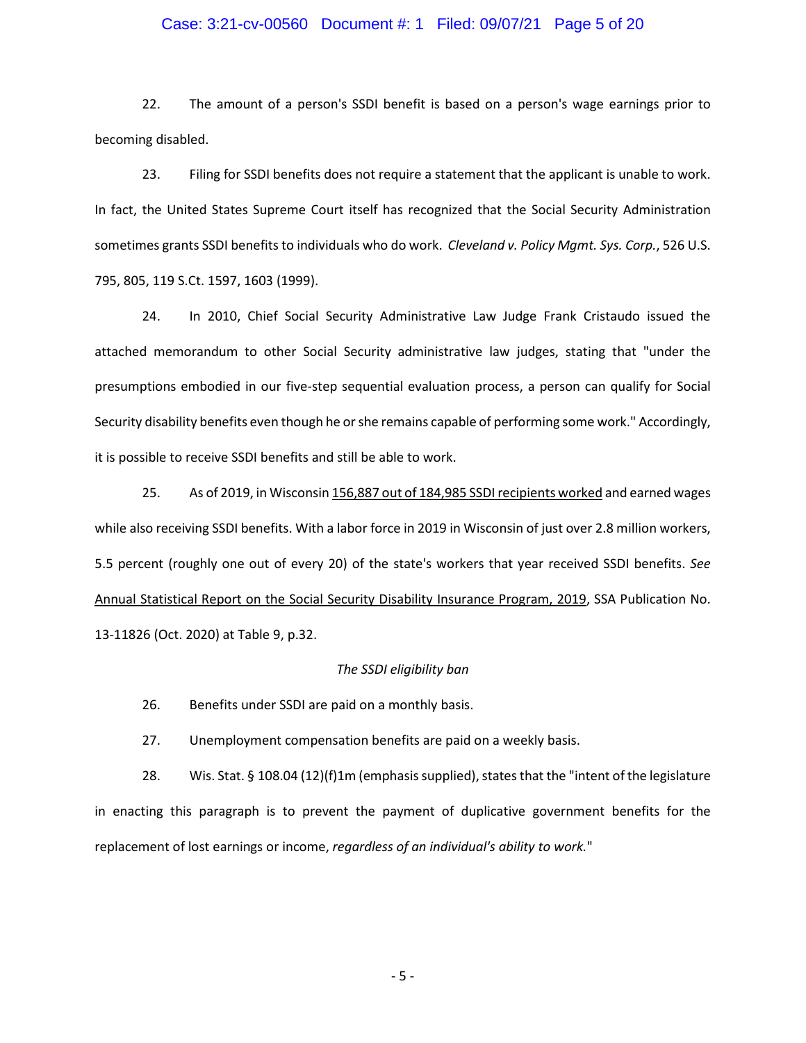22. The amount of a person's SSDI benefit is based on a person's wage earnings prior to becoming disabled.

23. Filing for SSDI benefits does not require a statement that the applicant is unable to work. In fact, the United States Supreme Court itself has recognized that the Social Security Administration sometimes grants SSDI benefits to individuals who do work. *Cleveland v. Policy Mgmt. Sys. Corp.*, 526 U.S. 795, 805, 119 S.Ct. 1597, 1603 (1999).

24. In 2010, Chief Social Security Administrative Law Judge Frank Cristaudo issued the attached memorandum to other Social Security administrative law judges, stating that "under the presumptions embodied in our five-step sequential evaluation process, a person can qualify for Social Security disability benefits even though he or she remains capable of performing some work." Accordingly, it is possible to receive SSDI benefits and still be able to work.

25. As of 2019, in Wisconsin <u>156,887 out of 184,985 SSDI recipients worked</u> and earned wages while also receiving SSDI benefits. With a labor force in 2019 in Wisconsin of just over 2.8 million workers, 5.5 percent (roughly one out of every 20) of the state's workers that year received SSDI benefits. *See* <u>Annual Statistical Report on the Social Security Disability Insurance Program, 2019</u>, SSA Publication No. 13-11826 (Oct. 2020) at Table 9, p.32.

*The SSDI eligibility ban*

26. Benefits under SSDI are paid on a monthly basis.

27. Unemployment compensation benefits are paid on a weekly basis.

28. Wis. Stat. § 108.04 (12)(f)1m (emphasis supplied), states that the "intent of the legislature in enacting this paragraph is to prevent the payment of duplicative government benefits for the replacement of lost earnings or income, *regardless of an individual's ability to work.*"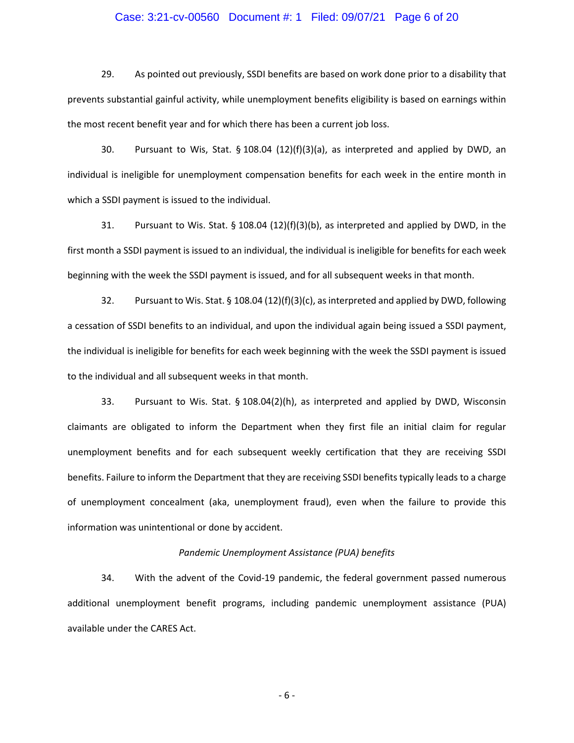29. As pointed out previously, SSDI benefits are based on work done prior to a disability that prevents substantial gainful activity, while unemployment benefits eligibility is based on earnings within the most recent benefit year and for which there has been a current job loss.

30. Pursuant to Wis, Stat. § 108.04 (12)(f)(3)(a), as interpreted and applied by DWD, an individual is ineligible for unemployment compensation benefits for each week in the entire month in which a SSDI payment is issued to the individual.

31. Pursuant to Wis. Stat. § 108.04 (12)(f)(3)(b), as interpreted and applied by DWD, in the first month a SSDI payment is issued to an individual, the individual is ineligible for benefits for each week beginning with the week the SSDI payment is issued, and for all subsequent weeks in that month.

32. Pursuant to Wis. Stat. § 108.04 (12)(f)(3)(c), as interpreted and applied by DWD, following a cessation of SSDI benefits to an individual, and upon the individual again being issued a SSDI payment, the individual is ineligible for benefits for each week beginning with the week the SSDI payment is issued to the individual and all subsequent weeks in that month.

33. Pursuant to Wis. Stat. § 108.04(2)(h), as interpreted and applied by DWD, Wisconsin claimants are obligated to inform the Department when they first file an initial claim for regular unemployment benefits and for each subsequent weekly certification that they are receiving SSDI benefits. Failure to inform the Department that they are receiving SSDI benefits typically leads to a charge of unemployment concealment (aka, unemployment fraud), even when the failure to provide this information was unintentional or done by accident.

*Pandemic Unemployment Assistance (PUA) benefits*

34. With the advent of the Covid-19 pandemic, the federal government passed numerous additional unemployment benefit programs, including pandemic unemployment assistance (PUA) available under the CARES Act.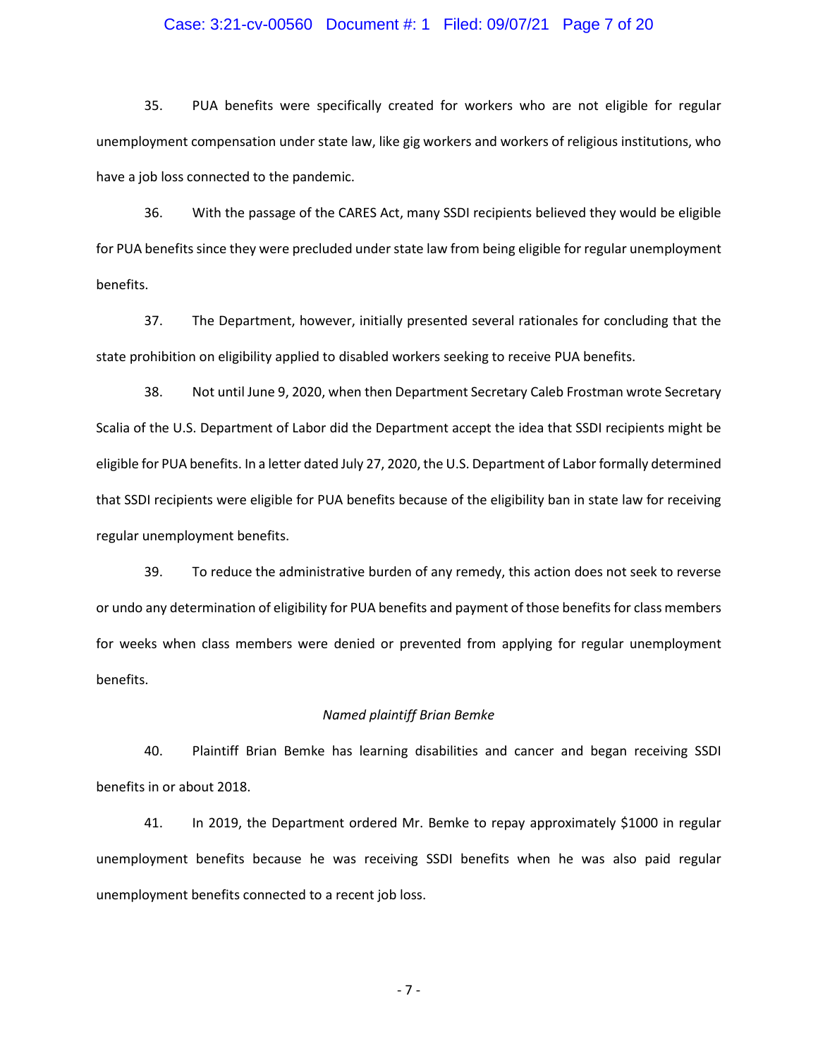35. PUA benefits were specifically created for workers who are not eligible for regular unemployment compensation under state law, like gig workers and workers of religious institutions, who have a job loss connected to the pandemic.

36. With the passage of the CARES Act, many SSDI recipients believed they would be eligible for PUA benefits since they were precluded under state law from being eligible for regular unemployment benefits.

37. The Department, however, initially presented several rationales for concluding that the state prohibition on eligibility applied to disabled workers seeking to receive PUA benefits.

38. Not until June 9, 2020, when then Department Secretary Caleb Frostman wrote Secretary Scalia of the U.S. Department of Labor did the Department accept the idea that SSDI recipients might be eligible for PUA benefits. In a letter dated July 27, 2020, the U.S. Department of Labor formally determined that SSDI recipients were eligible for PUA benefits because of the eligibility ban in state law for receiving regular unemployment benefits.

39. To reduce the administrative burden of any remedy, this action does not seek to reverse or undo any determination of eligibility for PUA benefits and payment of those benefits for class members for weeks when class members were denied or prevented from applying for regular unemployment benefits.

*Named plaintiff Brian Bemke*

40. Plaintiff Brian Bemke has learning disabilities and cancer and began receiving SSDI benefits in or about 2018.

41. In 2019, the Department ordered Mr. Bemke to repay approximately $1000 in regular unemployment benefits because he was receiving SSDI benefits when he was also paid regular unemployment benefits connected to a recent job loss.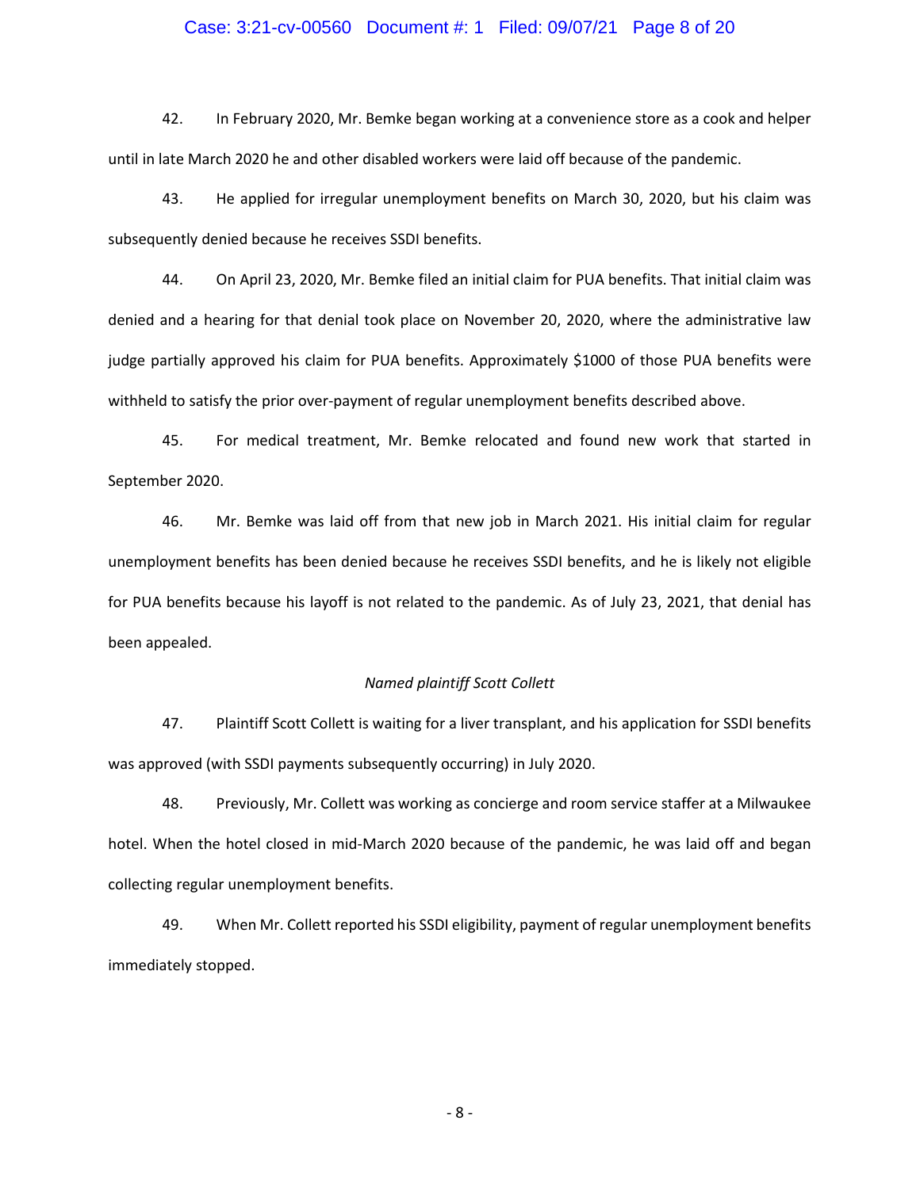42. In February 2020, Mr. Bemke began working at a convenience store as a cook and helper until in late March 2020 he and other disabled workers were laid off because of the pandemic.

43. He applied for irregular unemployment benefits on March 30, 2020, but his claim was subsequently denied because he receives SSDI benefits.

44. On April 23, 2020, Mr. Bemke filed an initial claim for PUA benefits. That initial claim was denied and a hearing for that denial took place on November 20, 2020, where the administrative law judge partially approved his claim for PUA benefits. Approximately $1000 of those PUA benefits were withheld to satisfy the prior over-payment of regular unemployment benefits described above.

45. For medical treatment, Mr. Bemke relocated and found new work that started in September 2020.

46. Mr. Bemke was laid off from that new job in March 2021. His initial claim for regular unemployment benefits has been denied because he receives SSDI benefits, and he is likely not eligible for PUA benefits because his layoff is not related to the pandemic. As of July 23, 2021, that denial has been appealed.

*Named plaintiff Scott Collett*

47. Plaintiff Scott Collett is waiting for a liver transplant, and his application for SSDI benefits was approved (with SSDI payments subsequently occurring) in July 2020.

48. Previously, Mr. Collett was working as concierge and room service staffer at a Milwaukee hotel. When the hotel closed in mid-March 2020 because of the pandemic, he was laid off and began collecting regular unemployment benefits.

49. When Mr. Collett reported his SSDI eligibility, payment of regular unemployment benefits immediately stopped.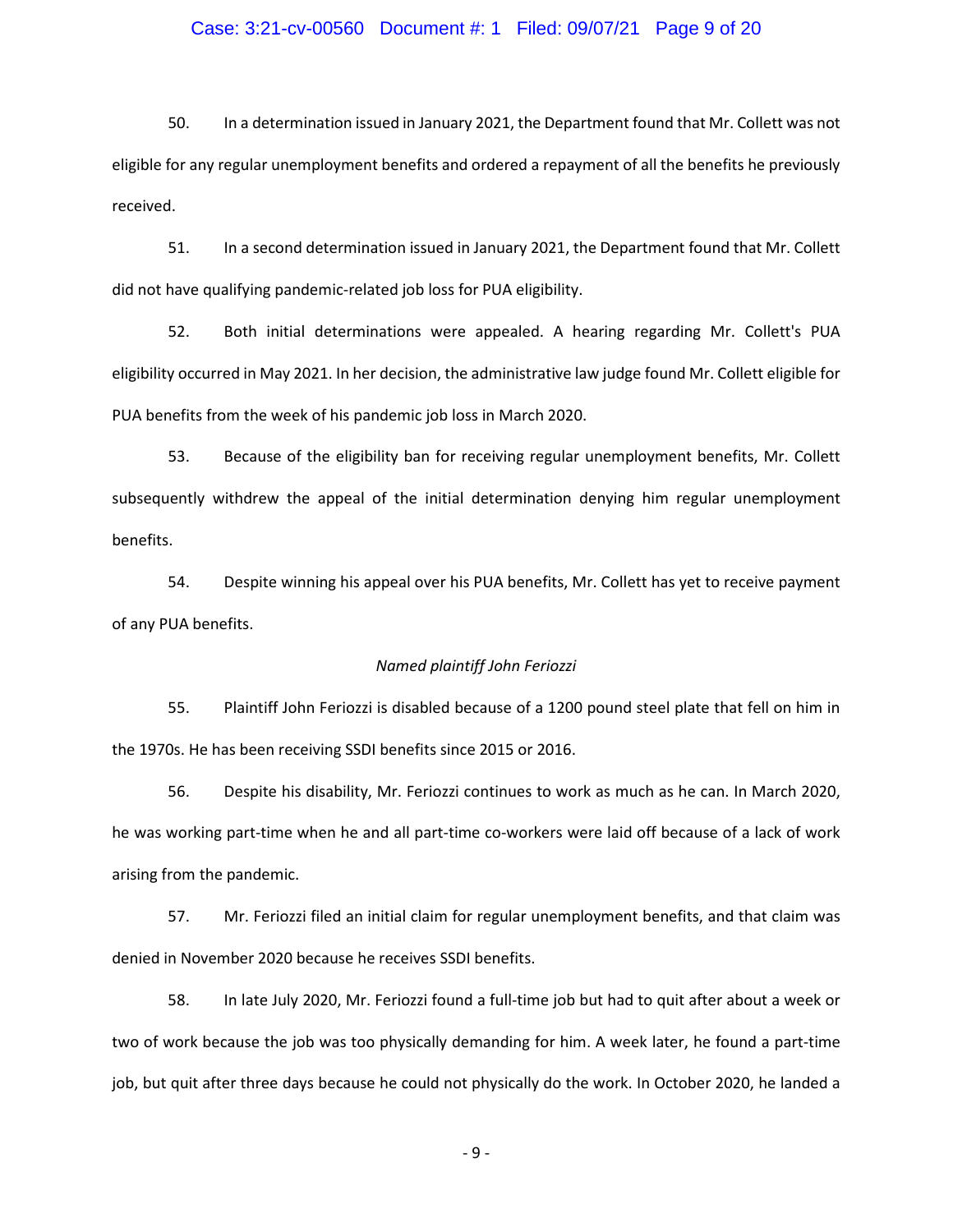50. In a determination issued in January 2021, the Department found that Mr. Collett was not eligible for any regular unemployment benefits and ordered a repayment of all the benefits he previously received.

51. In a second determination issued in January 2021, the Department found that Mr. Collett did not have qualifying pandemic-related job loss for PUA eligibility.

52. Both initial determinations were appealed. A hearing regarding Mr. Collett's PUA eligibility occurred in May 2021. In her decision, the administrative law judge found Mr. Collett eligible for PUA benefits from the week of his pandemic job loss in March 2020.

53. Because of the eligibility ban for receiving regular unemployment benefits, Mr. Collett subsequently withdrew the appeal of the initial determination denying him regular unemployment benefits.

54. Despite winning his appeal over his PUA benefits, Mr. Collett has yet to receive payment of any PUA benefits.

*Named plaintiff John Feriozzi*

55. Plaintiff John Feriozzi is disabled because of a 1200 pound steel plate that fell on him in the 1970s. He has been receiving SSDI benefits since 2015 or 2016.

56. Despite his disability, Mr. Feriozzi continues to work as much as he can. In March 2020, he was working part-time when he and all part-time co-workers were laid off because of a lack of work arising from the pandemic.

57. Mr. Feriozzi filed an initial claim for regular unemployment benefits, and that claim was denied in November 2020 because he receives SSDI benefits.

58. In late July 2020, Mr. Feriozzi found a full-time job but had to quit after about a week or two of work because the job was too physically demanding for him. A week later, he found a part-time job, but quit after three days because he could not physically do the work. In October 2020, he landed a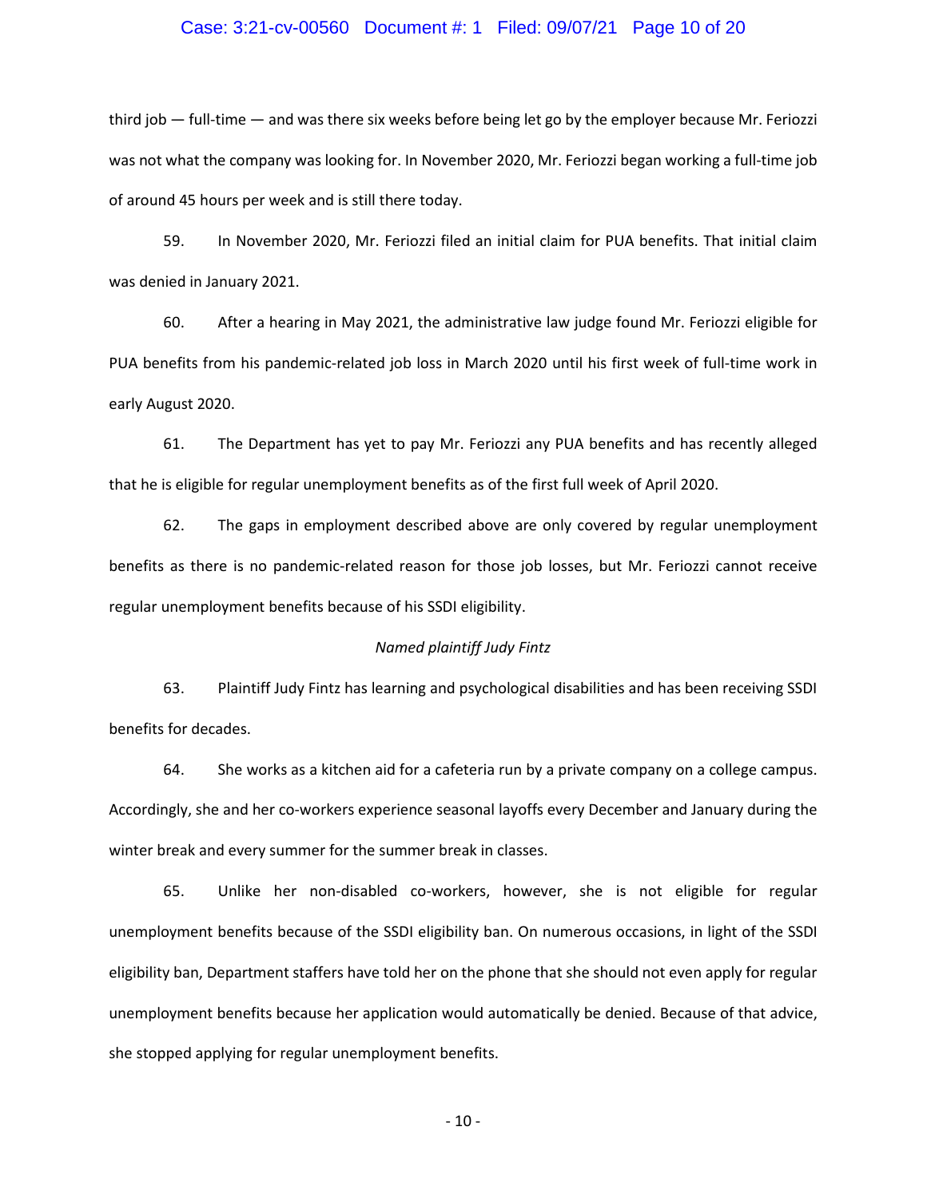third job — full-time — and was there six weeks before being let go by the employer because Mr. Feriozzi was not what the company was looking for. In November 2020, Mr. Feriozzi began working a full-time job of around 45 hours per week and is still there today.

59. In November 2020, Mr. Feriozzi filed an initial claim for PUA benefits. That initial claim was denied in January 2021.

60. After a hearing in May 2021, the administrative law judge found Mr. Feriozzi eligible for PUA benefits from his pandemic-related job loss in March 2020 until his first week of full-time work in early August 2020.

61. The Department has yet to pay Mr. Feriozzi any PUA benefits and has recently alleged that he is eligible for regular unemployment benefits as of the first full week of April 2020.

62. The gaps in employment described above are only covered by regular unemployment benefits as there is no pandemic-related reason for those job losses, but Mr. Feriozzi cannot receive regular unemployment benefits because of his SSDI eligibility.

*Named plaintiff Judy Fintz*

63. Plaintiff Judy Fintz has learning and psychological disabilities and has been receiving SSDI benefits for decades.

64. She works as a kitchen aid for a cafeteria run by a private company on a college campus. Accordingly, she and her co-workers experience seasonal layoffs every December and January during the winter break and every summer for the summer break in classes.

65. Unlike her non-disabled co-workers, however, she is not eligible for regular unemployment benefits because of the SSDI eligibility ban. On numerous occasions, in light of the SSDI eligibility ban, Department staffers have told her on the phone that she should not even apply for regular unemployment benefits because her application would automatically be denied. Because of that advice, she stopped applying for regular unemployment benefits.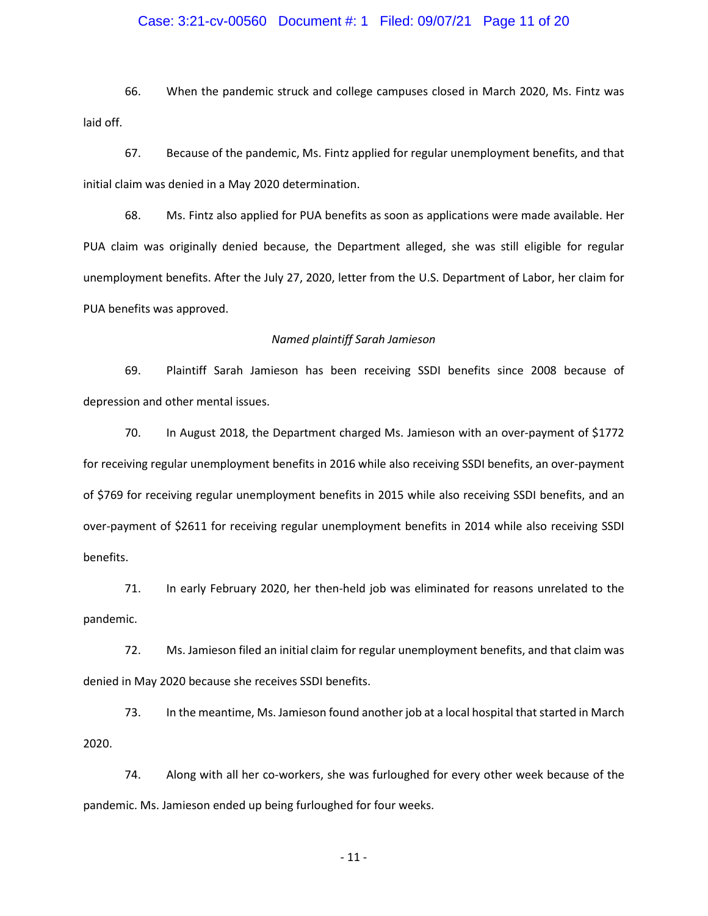66. When the pandemic struck and college campuses closed in March 2020, Ms. Fintz was laid off.

67. Because of the pandemic, Ms. Fintz applied for regular unemployment benefits, and that initial claim was denied in a May 2020 determination.

68. Ms. Fintz also applied for PUA benefits as soon as applications were made available. Her PUA claim was originally denied because, the Department alleged, she was still eligible for regular unemployment benefits. After the July 27, 2020, letter from the U.S. Department of Labor, her claim for PUA benefits was approved.

*Named plaintiff Sarah Jamieson*

69. Plaintiff Sarah Jamieson has been receiving SSDI benefits since 2008 because of depression and other mental issues.

70. In August 2018, the Department charged Ms. Jamieson with an over-payment of $1772 for receiving regular unemployment benefits in 2016 while also receiving SSDI benefits, an over-payment of $769 for receiving regular unemployment benefits in 2015 while also receiving SSDI benefits, and an over-payment of $2611 for receiving regular unemployment benefits in 2014 while also receiving SSDI benefits.

71. In early February 2020, her then-held job was eliminated for reasons unrelated to the pandemic.

72. Ms. Jamieson filed an initial claim for regular unemployment benefits, and that claim was denied in May 2020 because she receives SSDI benefits.

73. In the meantime, Ms. Jamieson found another job at a local hospital that started in March 2020.

74. Along with all her co-workers, she was furloughed for every other week because of the pandemic. Ms. Jamieson ended up being furloughed for four weeks.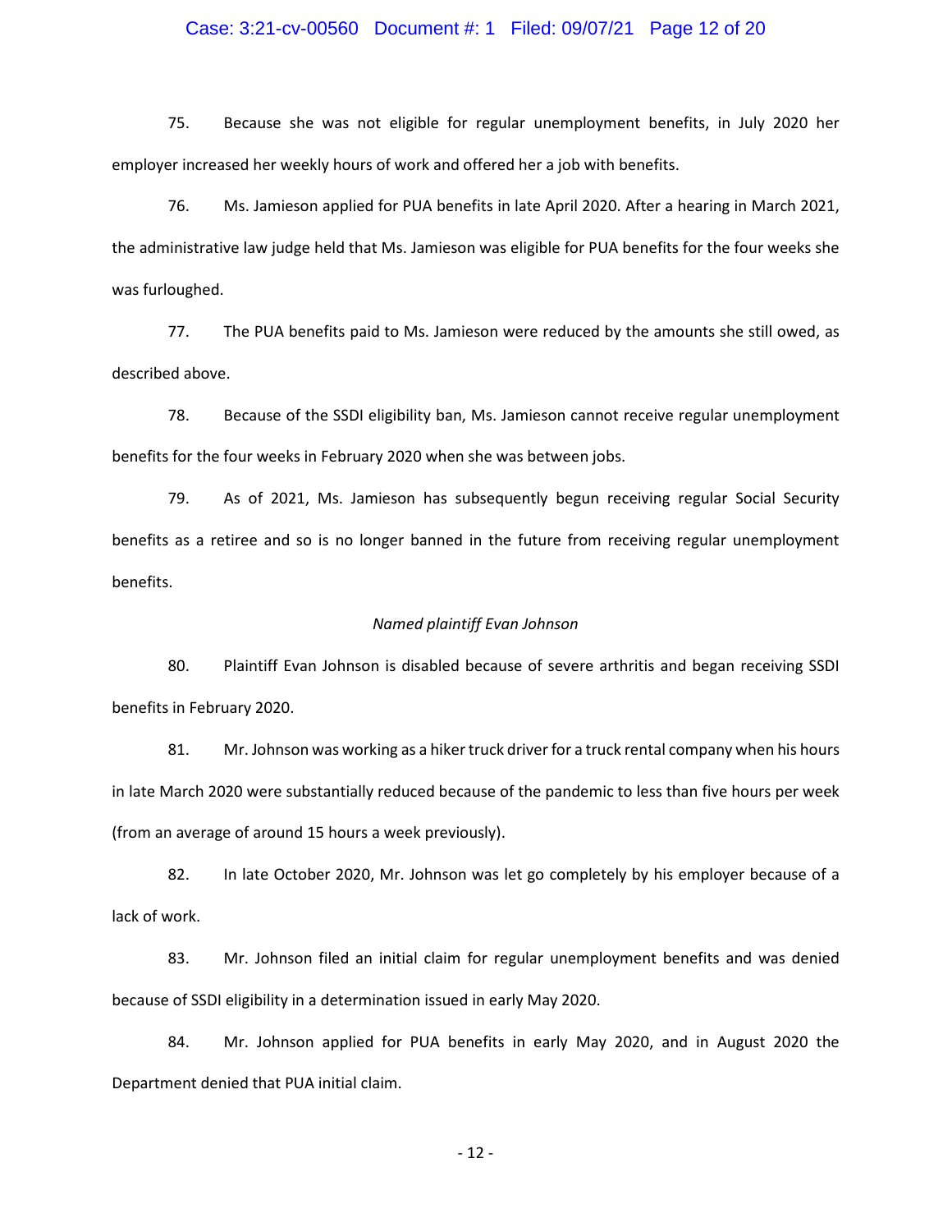75. Because she was not eligible for regular unemployment benefits, in July 2020 her employer increased her weekly hours of work and offered her a job with benefits.

76. Ms. Jamieson applied for PUA benefits in late April 2020. After a hearing in March 2021, the administrative law judge held that Ms. Jamieson was eligible for PUA benefits for the four weeks she was furloughed.

77. The PUA benefits paid to Ms. Jamieson were reduced by the amounts she still owed, as described above.

78. Because of the SSDI eligibility ban, Ms. Jamieson cannot receive regular unemployment benefits for the four weeks in February 2020 when she was between jobs.

79. As of 2021, Ms. Jamieson has subsequently begun receiving regular Social Security benefits as a retiree and so is no longer banned in the future from receiving regular unemployment benefits.

*Named plaintiff Evan Johnson*

80. Plaintiff Evan Johnson is disabled because of severe arthritis and began receiving SSDI benefits in February 2020.

81. Mr. Johnson was working as a hiker truck driver for a truck rental company when his hours in late March 2020 were substantially reduced because of the pandemic to less than five hours per week (from an average of around 15 hours a week previously).

82. In late October 2020, Mr. Johnson was let go completely by his employer because of a lack of work.

83. Mr. Johnson filed an initial claim for regular unemployment benefits and was denied because of SSDI eligibility in a determination issued in early May 2020.

84. Mr. Johnson applied for PUA benefits in early May 2020, and in August 2020 the Department denied that PUA initial claim.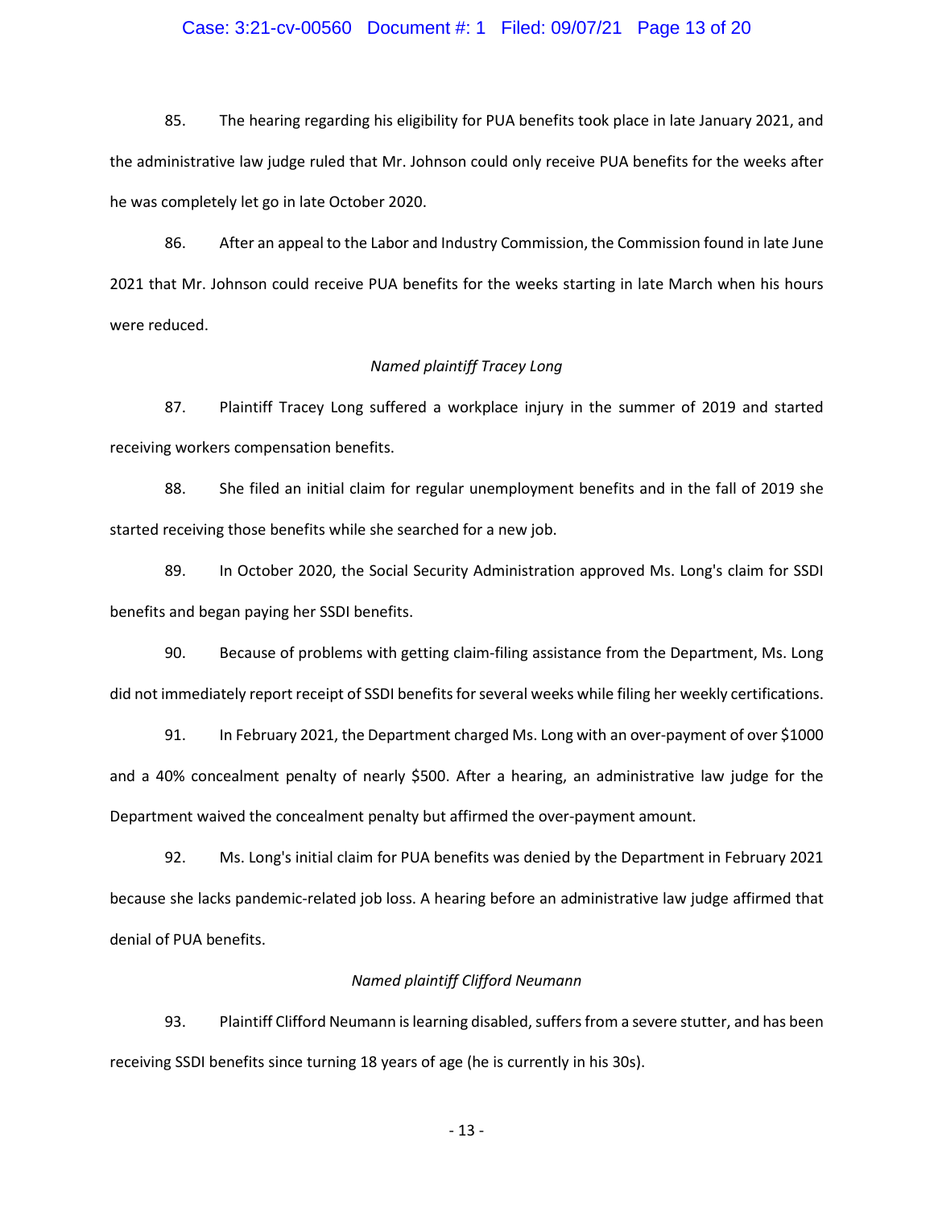85. The hearing regarding his eligibility for PUA benefits took place in late January 2021, and the administrative law judge ruled that Mr. Johnson could only receive PUA benefits for the weeks after he was completely let go in late October 2020.

86. After an appeal to the Labor and Industry Commission, the Commission found in late June 2021 that Mr. Johnson could receive PUA benefits for the weeks starting in late March when his hours were reduced.

*Named plaintiff Tracey Long*

87. Plaintiff Tracey Long suffered a workplace injury in the summer of 2019 and started receiving workers compensation benefits.

88. She filed an initial claim for regular unemployment benefits and in the fall of 2019 she started receiving those benefits while she searched for a new job.

89. In October 2020, the Social Security Administration approved Ms. Long's claim for SSDI benefits and began paying her SSDI benefits.

90. Because of problems with getting claim-filing assistance from the Department, Ms. Long did not immediately report receipt of SSDI benefits for several weeks while filing her weekly certifications.

91. In February 2021, the Department charged Ms. Long with an over-payment of over $1000 and a 40% concealment penalty of nearly $500. After a hearing, an administrative law judge for the Department waived the concealment penalty but affirmed the over-payment amount.

92. Ms. Long's initial claim for PUA benefits was denied by the Department in February 2021 because she lacks pandemic-related job loss. A hearing before an administrative law judge affirmed that denial of PUA benefits.

*Named plaintiff Clifford Neumann*

93. Plaintiff Clifford Neumann is learning disabled, suffers from a severe stutter, and has been receiving SSDI benefits since turning 18 years of age (he is currently in his 30s).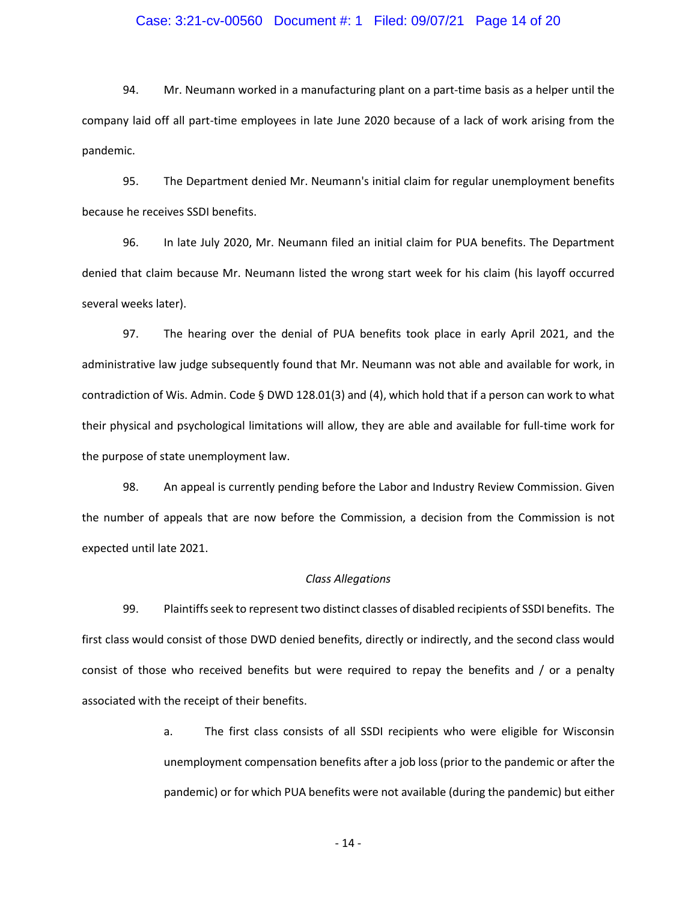94. Mr. Neumann worked in a manufacturing plant on a part-time basis as a helper until the company laid off all part-time employees in late June 2020 because of a lack of work arising from the pandemic.

95. The Department denied Mr. Neumann's initial claim for regular unemployment benefits because he receives SSDI benefits.

96. In late July 2020, Mr. Neumann filed an initial claim for PUA benefits. The Department denied that claim because Mr. Neumann listed the wrong start week for his claim (his layoff occurred several weeks later).

97. The hearing over the denial of PUA benefits took place in early April 2021, and the administrative law judge subsequently found that Mr. Neumann was not able and available for work, in contradiction of Wis. Admin. Code § DWD 128.01(3) and (4), which hold that if a person can work to what their physical and psychological limitations will allow, they are able and available for full-time work for the purpose of state unemployment law.

98. An appeal is currently pending before the Labor and Industry Review Commission. Given the number of appeals that are now before the Commission, a decision from the Commission is not expected until late 2021.

*Class Allegations*

99. Plaintiffs seek to represent two distinct classes of disabled recipients of SSDI benefits. The first class would consist of those DWD denied benefits, directly or indirectly, and the second class would consist of those who received benefits but were required to repay the benefits and / or a penalty associated with the receipt of their benefits.

a. The first class consists of all SSDI recipients who were eligible for Wisconsin unemployment compensation benefits after a job loss (prior to the pandemic or after the pandemic) or for which PUA benefits were not available (during the pandemic) but either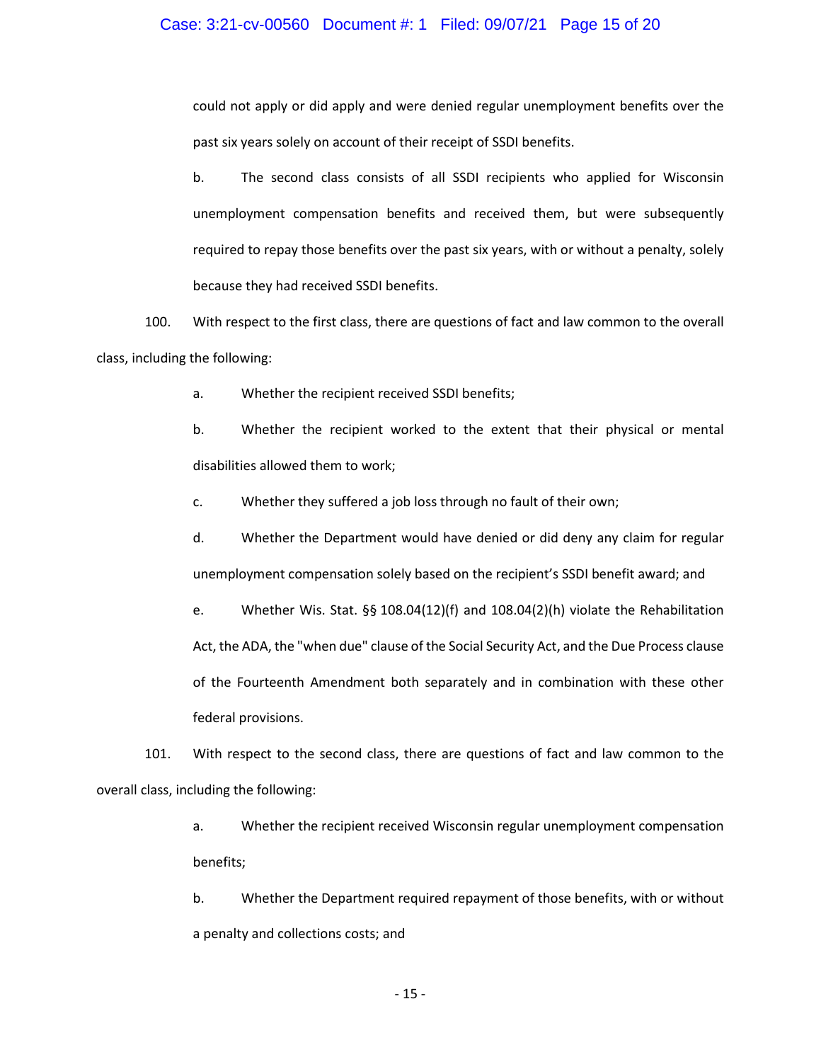could not apply or did apply and were denied regular unemployment benefits over the past six years solely on account of their receipt of SSDI benefits.

b. The second class consists of all SSDI recipients who applied for Wisconsin unemployment compensation benefits and received them, but were subsequently required to repay those benefits over the past six years, with or without a penalty, solely because they had received SSDI benefits.

100. With respect to the first class, there are questions of fact and law common to the overall class, including the following:

a. Whether the recipient received SSDI benefits;

b. Whether the recipient worked to the extent that their physical or mental disabilities allowed them to work;

c. Whether they suffered a job loss through no fault of their own;

d. Whether the Department would have denied or did deny any claim for regular unemployment compensation solely based on the recipient's SSDI benefit award; and

e. Whether Wis. Stat. §§ 108.04(12)(f) and 108.04(2)(h) violate the Rehabilitation Act, the ADA, the "when due" clause of the Social Security Act, and the Due Process clause of the Fourteenth Amendment both separately and in combination with these other federal provisions.

101. With respect to the second class, there are questions of fact and law common to the overall class, including the following:

a. Whether the recipient received Wisconsin regular unemployment compensation benefits;

b. Whether the Department required repayment of those benefits, with or without a penalty and collections costs; and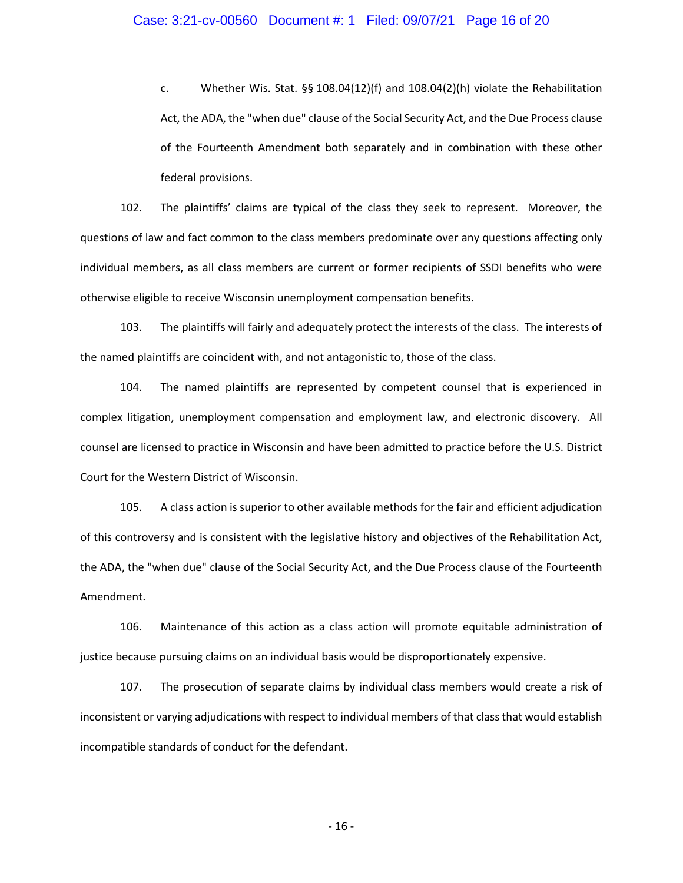c. Whether Wis. Stat. §§ 108.04(12)(f) and 108.04(2)(h) violate the Rehabilitation Act, the ADA, the "when due" clause of the Social Security Act, and the Due Process clause of the Fourteenth Amendment both separately and in combination with these other federal provisions.

102. The plaintiffs' claims are typical of the class they seek to represent. Moreover, the questions of law and fact common to the class members predominate over any questions affecting only individual members, as all class members are current or former recipients of SSDI benefits who were otherwise eligible to receive Wisconsin unemployment compensation benefits.

103. The plaintiffs will fairly and adequately protect the interests of the class. The interests of the named plaintiffs are coincident with, and not antagonistic to, those of the class.

104. The named plaintiffs are represented by competent counsel that is experienced in complex litigation, unemployment compensation and employment law, and electronic discovery. All counsel are licensed to practice in Wisconsin and have been admitted to practice before the U.S. District Court for the Western District of Wisconsin.

105. A class action is superior to other available methods for the fair and efficient adjudication of this controversy and is consistent with the legislative history and objectives of the Rehabilitation Act, the ADA, the "when due" clause of the Social Security Act, and the Due Process clause of the Fourteenth Amendment.

106. Maintenance of this action as a class action will promote equitable administration of justice because pursuing claims on an individual basis would be disproportionately expensive.

107. The prosecution of separate claims by individual class members would create a risk of inconsistent or varying adjudications with respect to individual members of that class that would establish incompatible standards of conduct for the defendant.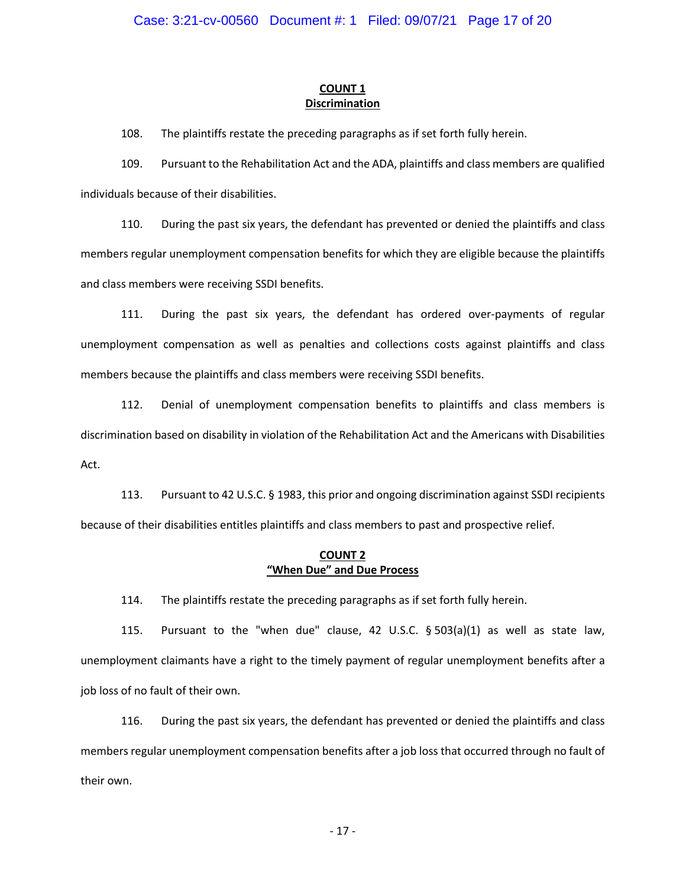## **COUNT 1**
## **Discrimination**

108. The plaintiffs restate the preceding paragraphs as if set forth fully herein.

109. Pursuant to the Rehabilitation Act and the ADA, plaintiffs and class members are qualified individuals because of their disabilities.

110. During the past six years, the defendant has prevented or denied the plaintiffs and class members regular unemployment compensation benefits for which they are eligible because the plaintiffs and class members were receiving SSDI benefits.

111. During the past six years, the defendant has ordered over-payments of regular unemployment compensation as well as penalties and collections costs against plaintiffs and class members because the plaintiffs and class members were receiving SSDI benefits.

112. Denial of unemployment compensation benefits to plaintiffs and class members is discrimination based on disability in violation of the Rehabilitation Act and the Americans with Disabilities Act.

113. Pursuant to 42 U.S.C. § 1983, this prior and ongoing discrimination against SSDI recipients because of their disabilities entitles plaintiffs and class members to past and prospective relief.

## **COUNT 2**
## **"When Due" and Due Process**

114. The plaintiffs restate the preceding paragraphs as if set forth fully herein.

115. Pursuant to the "when due" clause, 42 U.S.C. § 503(a)(1) as well as state law, unemployment claimants have a right to the timely payment of regular unemployment benefits after a job loss of no fault of their own.

116. During the past six years, the defendant has prevented or denied the plaintiffs and class members regular unemployment compensation benefits after a job loss that occurred through no fault of their own.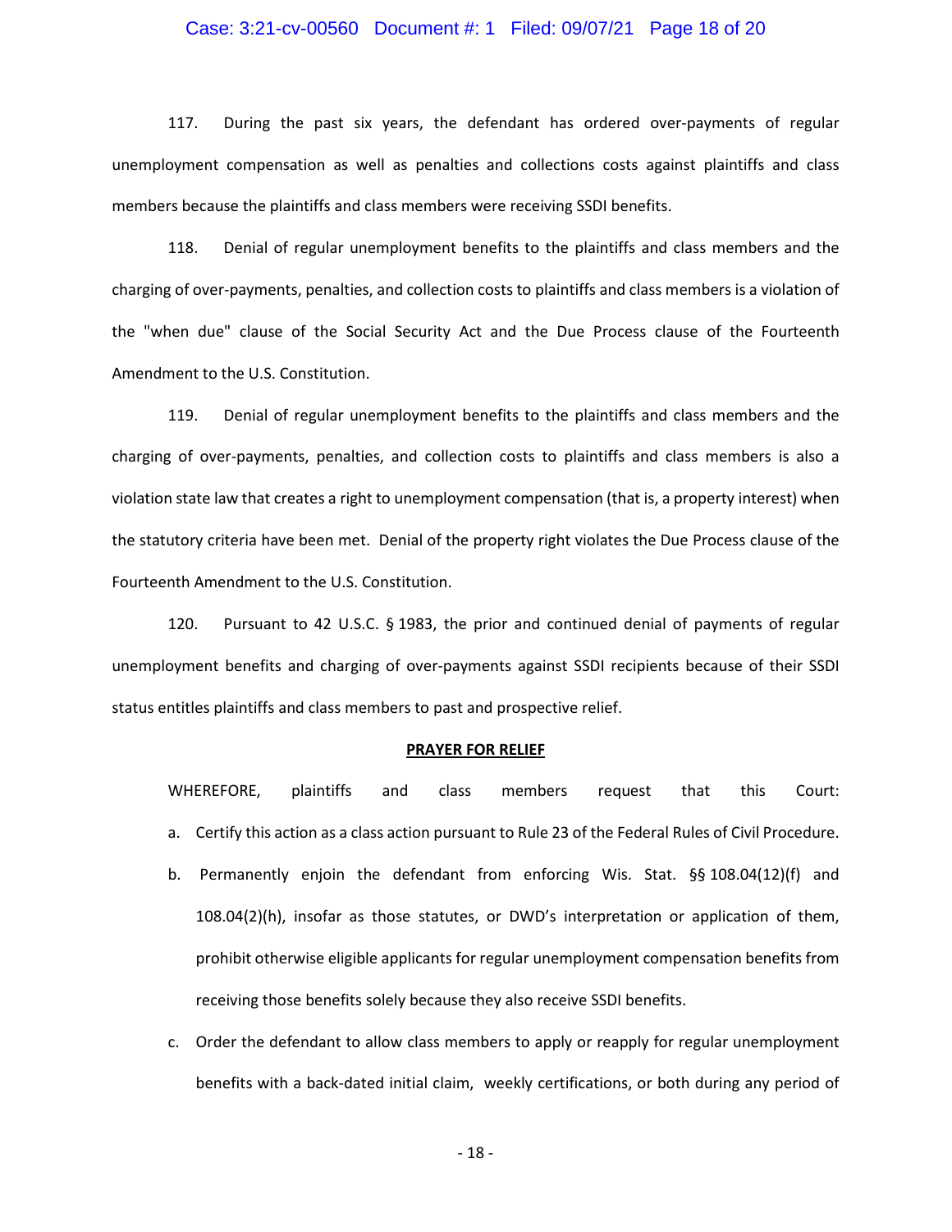117. During the past six years, the defendant has ordered over-payments of regular unemployment compensation as well as penalties and collections costs against plaintiffs and class members because the plaintiffs and class members were receiving SSDI benefits.

118. Denial of regular unemployment benefits to the plaintiffs and class members and the charging of over-payments, penalties, and collection costs to plaintiffs and class members is a violation of the "when due" clause of the Social Security Act and the Due Process clause of the Fourteenth Amendment to the U.S. Constitution.

119. Denial of regular unemployment benefits to the plaintiffs and class members and the charging of over-payments, penalties, and collection costs to plaintiffs and class members is also a violation state law that creates a right to unemployment compensation (that is, a property interest) when the statutory criteria have been met. Denial of the property right violates the Due Process clause of the Fourteenth Amendment to the U.S. Constitution.

120. Pursuant to 42 U.S.C. § 1983, the prior and continued denial of payments of regular unemployment benefits and charging of over-payments against SSDI recipients because of their SSDI status entitles plaintiffs and class members to past and prospective relief.

## PRAYER FOR RELIEF

WHEREFORE, plaintiffs and class members request that this Court:

a. Certify this action as a class action pursuant to Rule 23 of the Federal Rules of Civil Procedure.

b. Permanently enjoin the defendant from enforcing Wis. Stat. §§ 108.04(12)(f) and 108.04(2)(h), insofar as those statutes, or DWD's interpretation or application of them, prohibit otherwise eligible applicants for regular unemployment compensation benefits from receiving those benefits solely because they also receive SSDI benefits.

c. Order the defendant to allow class members to apply or reapply for regular unemployment benefits with a back-dated initial claim, weekly certifications, or both during any period of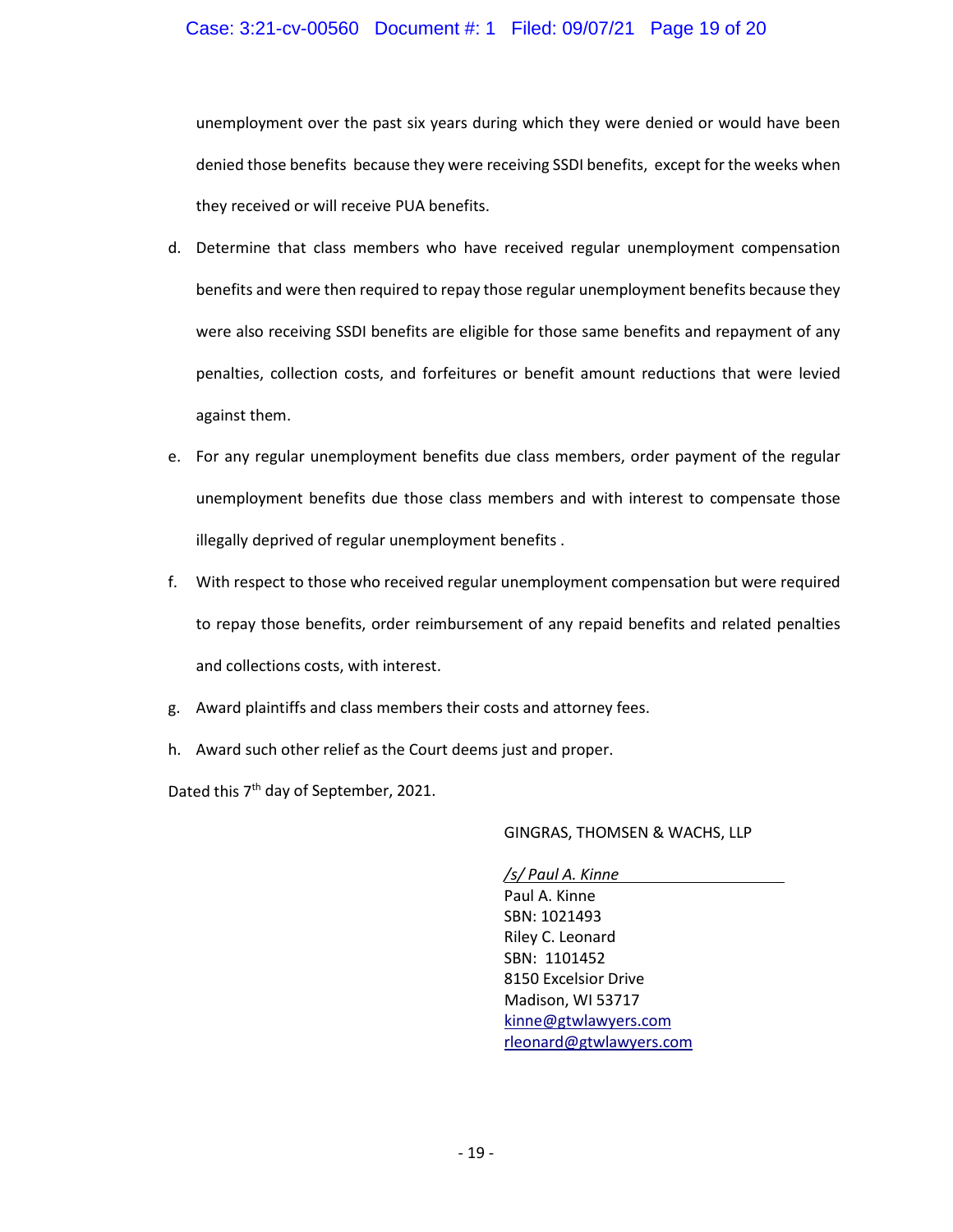unemployment over the past six years during which they were denied or would have been denied those benefits because they were receiving SSDI benefits, except for the weeks when they received or will receive PUA benefits.

d. Determine that class members who have received regular unemployment compensation benefits and were then required to repay those regular unemployment benefits because they were also receiving SSDI benefits are eligible for those same benefits and repayment of any penalties, collection costs, and forfeitures or benefit amount reductions that were levied against them.

e. For any regular unemployment benefits due class members, order payment of the regular unemployment benefits due those class members and with interest to compensate those illegally deprived of regular unemployment benefits .

f. With respect to those who received regular unemployment compensation but were required to repay those benefits, order reimbursement of any repaid benefits and related penalties and collections costs, with interest.

g. Award plaintiffs and class members their costs and attorney fees.

h. Award such other relief as the Court deems just and proper.

Dated this 7th day of September, 2021.

GINGRAS, THOMSEN & WACHS, LLP

*/s/ Paul A. Kinne*
Paul A. Kinne
SBN: 1021493
Riley C. Leonard
SBN: 1101452
8150 Excelsior Drive
Madison, WI 53717
kinne@gtwlawyers.com
rleonard@gtwlawyers.com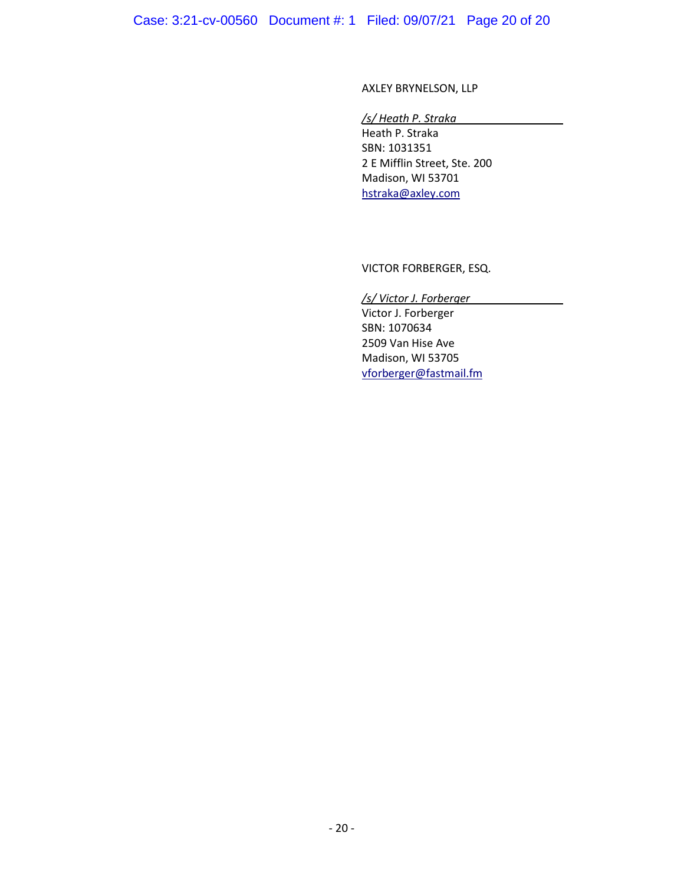AXLEY BRYNELSON, LLP

*/s/ Heath P. Straka*
Heath P. Straka
SBN: 1031351
2 E Mifflin Street, Ste. 200
Madison, WI 53701
hstraka@axley.com

VICTOR FORBERGER, ESQ.

*/s/ Victor J. Forberger*
Victor J. Forberger
SBN: 1070634
2509 Van Hise Ave
Madison, WI 53705
vforberger@fastmail.fm